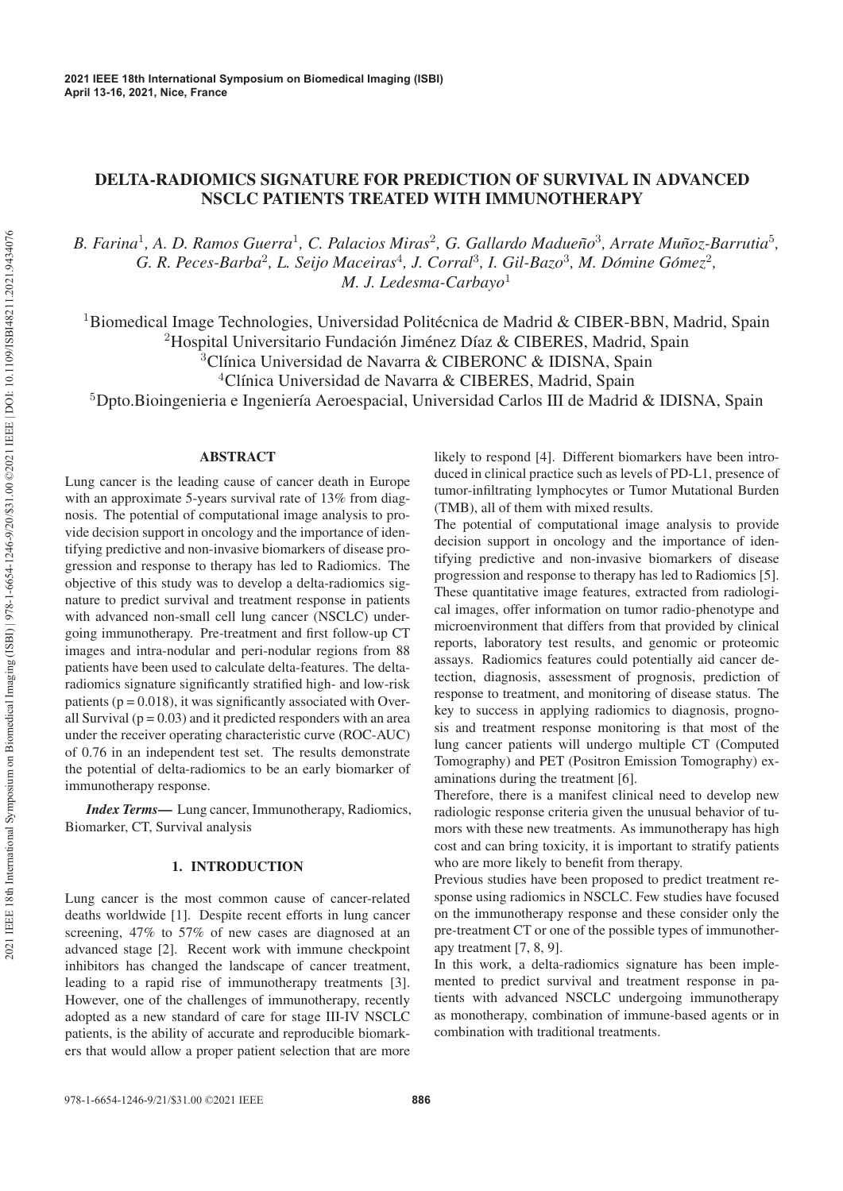# DELTA-RADIOMICS SIGNATURE FOR PREDICTION OF SURVIVAL IN ADVANCED NSCLC PATIENTS TREATED WITH IMMUNOTHERAPY

*B. Farina*[1], *A. D. Ramos Guerra*[1], *C. Palacios Miras*[2], *G. Gallardo Madueño*[3], *Arrate Muñoz-Barrutia*[5], *G. R. Peces-Barba*[2], *L. Seijo Maceiras*[4], *J. Corral*[3], *I. Gil-Bazo*[3], *M. Dómine Gómez*[2], *M. J. Ledesma-Carbayo*[1]

[1]Biomedical Image Technologies, Universidad Politécnica de Madrid & CIBER-BBN, Madrid, Spain
[2]Hospital Universitario Fundación Jiménez Díaz & CIBERES, Madrid, Spain
[3]Clínica Universidad de Navarra & CIBERONC & IDISNA, Spain
[4]Clínica Universidad de Navarra & CIBERES, Madrid, Spain
[5]Dpto.Bioingenieria e Ingeniería Aeroespacial, Universidad Carlos III de Madrid & IDISNA, Spain

## ABSTRACT

Lung cancer is the leading cause of cancer death in Europe with an approximate 5-years survival rate of 13% from diagnosis. The potential of computational image analysis to provide decision support in oncology and the importance of identifying predictive and non-invasive biomarkers of disease progression and response to therapy has led to Radiomics. The objective of this study was to develop a delta-radiomics signature to predict survival and treatment response in patients with advanced non-small cell lung cancer (NSCLC) undergoing immunotherapy. Pre-treatment and first follow-up CT images and intra-nodular and peri-nodular regions from 88 patients have been used to calculate delta-features. The delta-radiomics signature significantly stratified high- and low-risk patients ($p = 0.018$), it was significantly associated with Overall Survival ($p = 0.03$) and it predicted responders with an area under the receiver operating characteristic curve (ROC-AUC) of 0.76 in an independent test set. The results demonstrate the potential of delta-radiomics to be an early biomarker of immunotherapy response.

***Index Terms*—** Lung cancer, Immunotherapy, Radiomics, Biomarker, CT, Survival analysis

## 1. INTRODUCTION

Lung cancer is the most common cause of cancer-related deaths worldwide [1]. Despite recent efforts in lung cancer screening, 47% to 57% of new cases are diagnosed at an advanced stage [2]. Recent work with immune checkpoint inhibitors has changed the landscape of cancer treatment, leading to a rapid rise of immunotherapy treatments [3]. However, one of the challenges of immunotherapy, recently adopted as a new standard of care for stage III-IV NSCLC patients, is the ability of accurate and reproducible biomarkers that would allow a proper patient selection that are more likely to respond [4]. Different biomarkers have been introduced in clinical practice such as levels of PD-L1, presence of tumor-infiltrating lymphocytes or Tumor Mutational Burden (TMB), all of them with mixed results.

The potential of computational image analysis to provide decision support in oncology and the importance of identifying predictive and non-invasive biomarkers of disease progression and response to therapy has led to Radiomics [5]. These quantitative image features, extracted from radiological images, offer information on tumor radio-phenotype and microenvironment that differs from that provided by clinical reports, laboratory test results, and genomic or proteomic assays. Radiomics features could potentially aid cancer detection, diagnosis, assessment of prognosis, prediction of response to treatment, and monitoring of disease status. The key to success in applying radiomics to diagnosis, prognosis and treatment response monitoring is that most of the lung cancer patients will undergo multiple CT (Computed Tomography) and PET (Positron Emission Tomography) examinations during the treatment [6].

Therefore, there is a manifest clinical need to develop new radiologic response criteria given the unusual behavior of tumors with these new treatments. As immunotherapy has high cost and can bring toxicity, it is important to stratify patients who are more likely to benefit from therapy.

Previous studies have been proposed to predict treatment response using radiomics in NSCLC. Few studies have focused on the immunotherapy response and these consider only the pre-treatment CT or one of the possible types of immunotherapy treatment [7, 8, 9].

In this work, a delta-radiomics signature has been implemented to predict survival and treatment response in patients with advanced NSCLC undergoing immunotherapy as monotherapy, combination of immune-based agents or in combination with traditional treatments.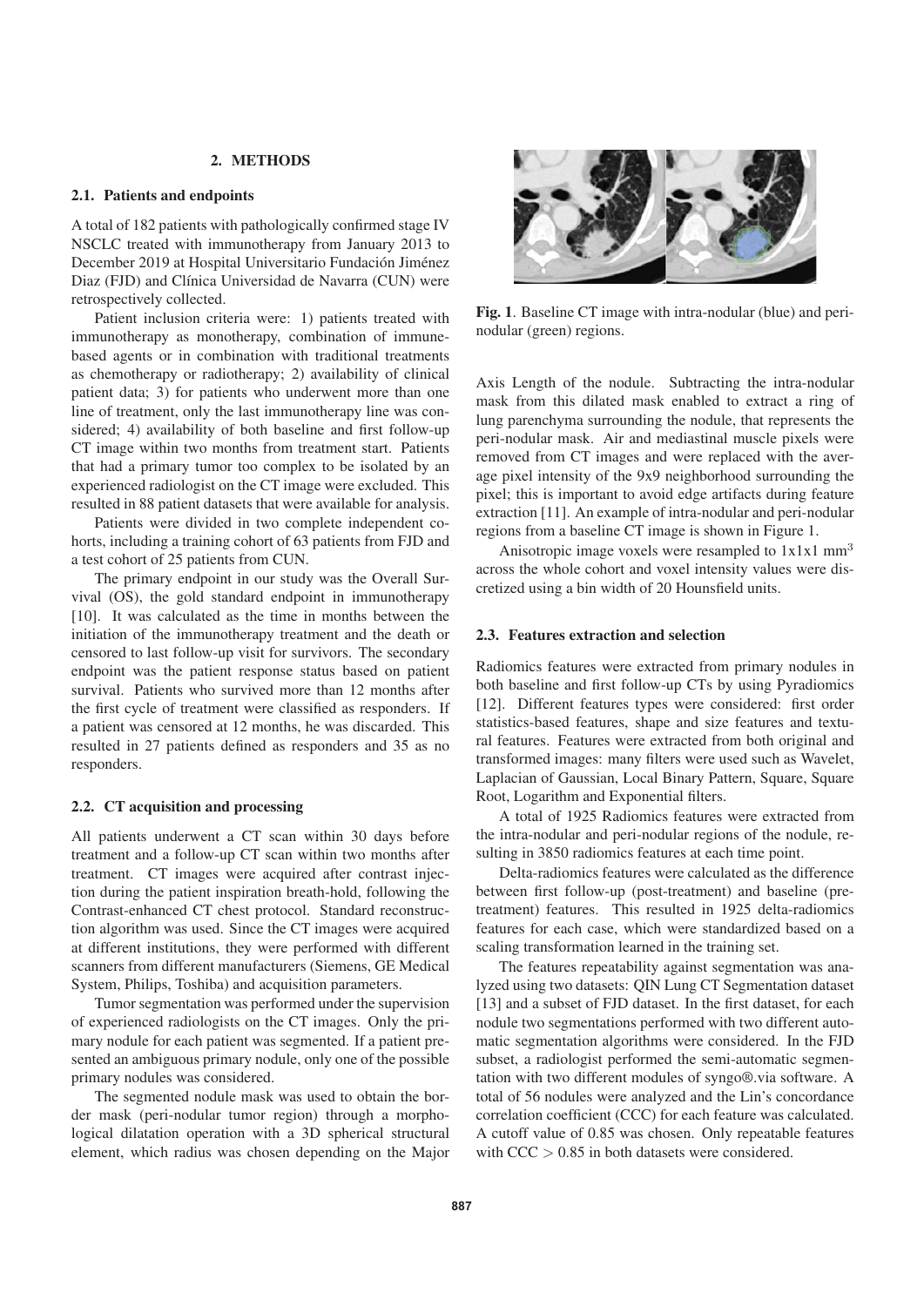## 2. METHODS

### 2.1. Patients and endpoints

A total of 182 patients with pathologically confirmed stage IV NSCLC treated with immunotherapy from January 2013 to December 2019 at Hospital Universitario Fundación Jiménez Diaz (FJD) and Clínica Universidad de Navarra (CUN) were retrospectively collected.

Patient inclusion criteria were: 1) patients treated with immunotherapy as monotherapy, combination of immune-based agents or in combination with traditional treatments as chemotherapy or radiotherapy; 2) availability of clinical patient data; 3) for patients who underwent more than one line of treatment, only the last immunotherapy line was considered; 4) availability of both baseline and first follow-up CT image within two months from treatment start. Patients that had a primary tumor too complex to be isolated by an experienced radiologist on the CT image were excluded. This resulted in 88 patient datasets that were available for analysis.

Patients were divided in two complete independent cohorts, including a training cohort of 63 patients from FJD and a test cohort of 25 patients from CUN.

The primary endpoint in our study was the Overall Survival (OS), the gold standard endpoint in immunotherapy [10]. It was calculated as the time in months between the initiation of the immunotherapy treatment and the death or censored to last follow-up visit for survivors. The secondary endpoint was the patient response status based on patient survival. Patients who survived more than 12 months after the first cycle of treatment were classified as responders. If a patient was censored at 12 months, he was discarded. This resulted in 27 patients defined as responders and 35 as no responders.

### 2.2. CT acquisition and processing

All patients underwent a CT scan within 30 days before treatment and a follow-up CT scan within two months after treatment. CT images were acquired after contrast injection during the patient inspiration breath-hold, following the Contrast-enhanced CT chest protocol. Standard reconstruction algorithm was used. Since the CT images were acquired at different institutions, they were performed with different scanners from different manufacturers (Siemens, GE Medical System, Philips, Toshiba) and acquisition parameters.

Tumor segmentation was performed under the supervision of experienced radiologists on the CT images. Only the primary nodule for each patient was segmented. If a patient presented an ambiguous primary nodule, only one of the possible primary nodules was considered.

The segmented nodule mask was used to obtain the border mask (peri-nodular tumor region) through a morphological dilatation operation with a 3D spherical structural element, which radius was chosen depending on the Major Axis Length of the nodule. Subtracting the intra-nodular mask from this dilated mask enabled to extract a ring of lung parenchyma surrounding the nodule, that represents the peri-nodular mask. Air and mediastinal muscle pixels were removed from CT images and were replaced with the average pixel intensity of the 9x9 neighborhood surrounding the pixel; this is important to avoid edge artifacts during feature extraction [11]. An example of intra-nodular and peri-nodular regions from a baseline CT image is shown in Figure 1.

**Fig. 1**. Baseline CT image with intra-nodular (blue) and peri-nodular (green) regions.

Anisotropic image voxels were resampled to 1x1x1 mm$^3$ across the whole cohort and voxel intensity values were discretized using a bin width of 20 Hounsfield units.

### 2.3. Features extraction and selection

Radiomics features were extracted from primary nodules in both baseline and first follow-up CTs by using Pyradiomics [12]. Different features types were considered: first order statistics-based features, shape and size features and textural features. Features were extracted from both original and transformed images: many filters were used such as Wavelet, Laplacian of Gaussian, Local Binary Pattern, Square, Square Root, Logarithm and Exponential filters.

A total of 1925 Radiomics features were extracted from the intra-nodular and peri-nodular regions of the nodule, resulting in 3850 radiomics features at each time point.

Delta-radiomics features were calculated as the difference between first follow-up (post-treatment) and baseline (pre-treatment) features. This resulted in 1925 delta-radiomics features for each case, which were standardized based on a scaling transformation learned in the training set.

The features repeatability against segmentation was analyzed using two datasets: QIN Lung CT Segmentation dataset [13] and a subset of FJD dataset. In the first dataset, for each nodule two segmentations performed with two different automatic segmentation algorithms were considered. In the FJD subset, a radiologist performed the semi-automatic segmentation with two different modules of syngo®.via software. A total of 56 nodules were analyzed and the Lin's concordance correlation coefficient (CCC) for each feature was calculated. A cutoff value of 0.85 was chosen. Only repeatable features with CCC $> 0.85$ in both datasets were considered.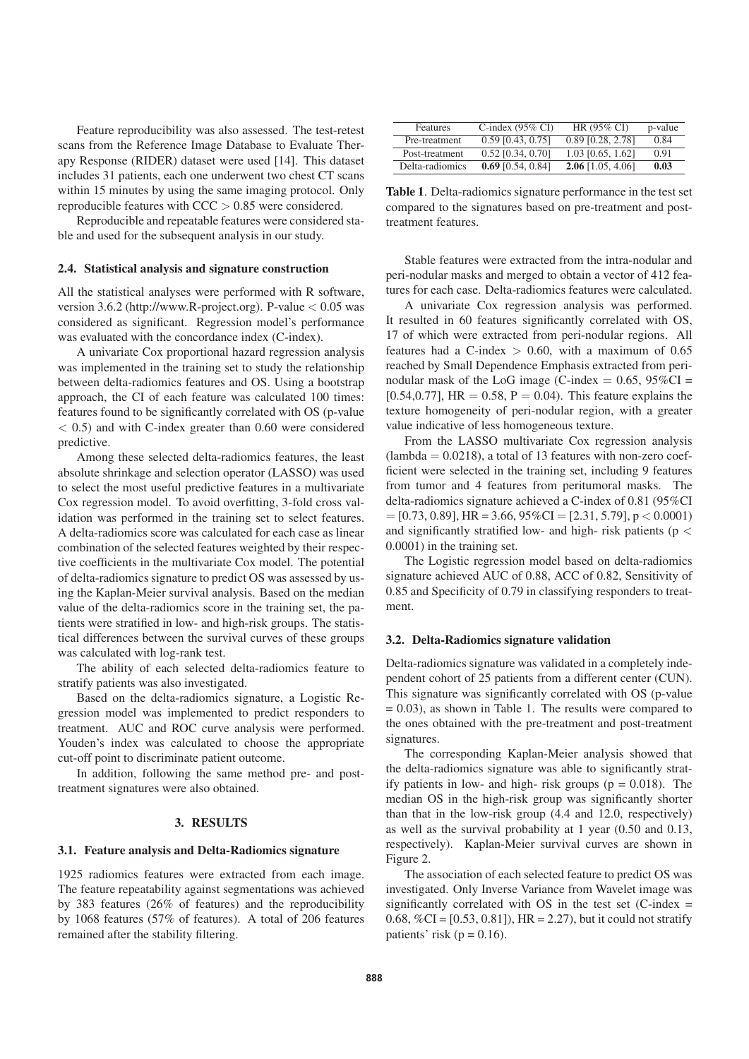Feature reproducibility was also assessed. The test-retest scans from the Reference Image Database to Evaluate Therapy Response (RIDER) dataset were used [14]. This dataset includes 31 patients, each one underwent two chest CT scans within 15 minutes by using the same imaging protocol. Only reproducible features with CCC $> 0.85$ were considered.

Reproducible and repeatable features were considered stable and used for the subsequent analysis in our study.

### 2.4. Statistical analysis and signature construction

All the statistical analyses were performed with R software, version 3.6.2 (http://www.R-project.org). P-value $< 0.05$ was considered as significant. Regression model's performance was evaluated with the concordance index (C-index).

A univariate Cox proportional hazard regression analysis was implemented in the training set to study the relationship between delta-radiomics features and OS. Using a bootstrap approach, the CI of each feature was calculated 100 times: features found to be significantly correlated with OS (p-value $< 0.5$) and with C-index greater than 0.60 were considered predictive.

Among these selected delta-radiomics features, the least absolute shrinkage and selection operator (LASSO) was used to select the most useful predictive features in a multivariate Cox regression model. To avoid overfitting, 3-fold cross validation was performed in the training set to select features. A delta-radiomics score was calculated for each case as linear combination of the selected features weighted by their respective coefficients in the multivariate Cox model. The potential of delta-radiomics signature to predict OS was assessed by using the Kaplan-Meier survival analysis. Based on the median value of the delta-radiomics score in the training set, the patients were stratified in low- and high-risk groups. The statistical differences between the survival curves of these groups was calculated with log-rank test.

The ability of each selected delta-radiomics feature to stratify patients was also investigated.

Based on the delta-radiomics signature, a Logistic Regression model was implemented to predict responders to treatment. AUC and ROC curve analysis were performed. Youden's index was calculated to choose the appropriate cut-off point to discriminate patient outcome.

In addition, following the same method pre- and post-treatment signatures were also obtained.

## 3. RESULTS

### 3.1. Feature analysis and Delta-Radiomics signature

1925 radiomics features were extracted from each image. The feature repeatability against segmentations was achieved by 383 features (26% of features) and the reproducibility by 1068 features (57% of features). A total of 206 features remained after the stability filtering.

| Features | C-index (95% CI) | HR (95% CI) | p-value |
|---|---|---|---|
| Pre-treatment | 0.59 [0.43, 0.75] | 0.89 [0.28, 2.78] | 0.84 |
| Post-treatment | 0.52 [0.34, 0.70] | 1.03 [0.65, 1.62] | 0.91 |
| Delta-radiomics | **0.69** [0.54, 0.84] | **2.06** [1.05, 4.06] | **0.03** |

**Table 1**. Delta-radiomics signature performance in the test set compared to the signatures based on pre-treatment and post-treatment features.

Stable features were extracted from the intra-nodular and peri-nodular masks and merged to obtain a vector of 412 features for each case. Delta-radiomics features were calculated.

A univariate Cox regression analysis was performed. It resulted in 60 features significantly correlated with OS, 17 of which were extracted from peri-nodular regions. All features had a C-index $> 0.60$, with a maximum of 0.65 reached by Small Dependence Emphasis extracted from peri-nodular mask of the LoG image (C-index $= 0.65$, 95%CI = [0.54,0.77], HR $= 0.58$, P $= 0.04$). This feature explains the texture homogeneity of peri-nodular region, with a greater value indicative of less homogeneous texture.

From the LASSO multivariate Cox regression analysis (lambda $= 0.0218$), a total of 13 features with non-zero coefficient were selected in the training set, including 9 features from tumor and 4 features from peritumoral masks. The delta-radiomics signature achieved a C-index of 0.81 (95%CI = [0.73, 0.89], HR = 3.66, 95%CI = [2.31, 5.79], $p < 0.0001$) and significantly stratified low- and high- risk patients ($p < 0.0001$) in the training set.

The Logistic regression model based on delta-radiomics signature achieved AUC of 0.88, ACC of 0.82, Sensitivity of 0.85 and Specificity of 0.79 in classifying responders to treatment.

### 3.2. Delta-Radiomics signature validation

Delta-radiomics signature was validated in a completely independent cohort of 25 patients from a different center (CUN). This signature was significantly correlated with OS (p-value = 0.03), as shown in Table 1. The results were compared to the ones obtained with the pre-treatment and post-treatment signatures.

The corresponding Kaplan-Meier analysis showed that the delta-radiomics signature was able to significantly stratify patients in low- and high- risk groups ($p = 0.018$). The median OS in the high-risk group was significantly shorter than that in the low-risk group (4.4 and 12.0, respectively) as well as the survival probability at 1 year (0.50 and 0.13, respectively). Kaplan-Meier survival curves are shown in Figure 2.

The association of each selected feature to predict OS was investigated. Only Inverse Variance from Wavelet image was significantly correlated with OS in the test set (C-index = 0.68, %CI = [0.53, 0.81]), HR = 2.27), but it could not stratify patients' risk ($p = 0.16$).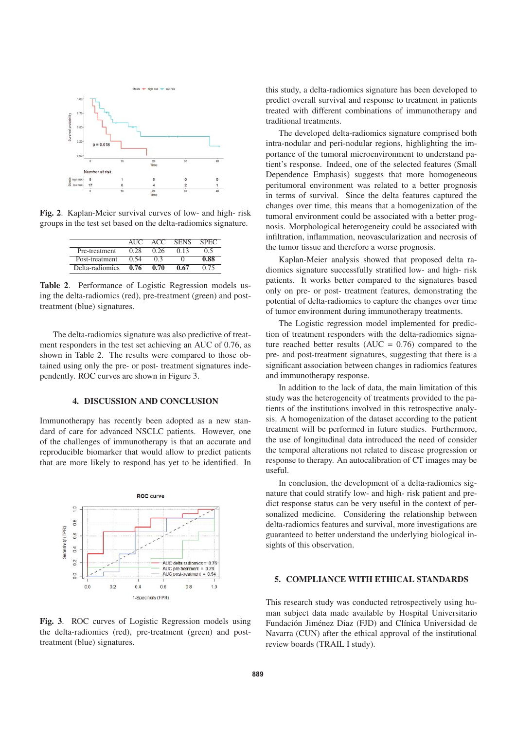Fig. 2. Kaplan-Meier survival curves of low- and high- risk groups in the test set based on the delta-radiomics signature.

| | AUC | ACC | SENS | SPEC |
|---|---|---|---|---|
| Pre-treatment | 0.28 | 0.26 | 0.13 | 0.5 |
| Post-treatment | 0.54 | 0.3 | 0 | **0.88** |
| Delta-radiomics | **0.76** | **0.70** | **0.67** | 0.75 |

**Table 2**. Performance of Logistic Regression models using the delta-radiomics (red), pre-treatment (green) and post-treatment (blue) signatures.

The delta-radiomics signature was also predictive of treatment responders in the test set achieving an AUC of 0.76, as shown in Table 2. The results were compared to those obtained using only the pre- or post- treatment signatures independently. ROC curves are shown in Figure 3.

## 4. DISCUSSION AND CONCLUSION

Immunotherapy has recently been adopted as a new standard of care for advanced NSCLC patients. However, one of the challenges of immunotherapy is that an accurate and reproducible biomarker that would allow to predict patients that are more likely to respond has yet to be identified. In this study, a delta-radiomics signature has been developed to predict overall survival and response to treatment in patients treated with different combinations of immunotherapy and traditional treatments.

The developed delta-radiomics signature comprised both intra-nodular and peri-nodular regions, highlighting the importance of the tumoral microenvironment to understand patient's response. Indeed, one of the selected features (Small Dependence Emphasis) suggests that more homogeneous peritumoral environment was related to a better prognosis in terms of survival. Since the delta features captured the changes over time, this means that a homogenization of the tumoral environment could be associated with a better prognosis. Morphological heterogeneity could be associated with infiltration, inflammation, neovascularization and necrosis of the tumor tissue and therefore a worse prognosis.

Kaplan-Meier analysis showed that proposed delta radiomics signature successfully stratified low- and high- risk patients. It works better compared to the signatures based only on pre- or post- treatment features, demonstrating the potential of delta-radiomics to capture the changes over time of tumor environment during immunotherapy treatments.

The Logistic regression model implemented for prediction of treatment responders with the delta-radiomics signature reached better results (AUC = 0.76) compared to the pre- and post-treatment signatures, suggesting that there is a significant association between changes in radiomics features and immunotherapy response.

In addition to the lack of data, the main limitation of this study was the heterogeneity of treatments provided to the patients of the institutions involved in this retrospective analysis. A homogenization of the dataset according to the patient treatment will be performed in future studies. Furthermore, the use of longitudinal data introduced the need of consider the temporal alterations not related to disease progression or response to therapy. An autocalibration of CT images may be useful.

In conclusion, the development of a delta-radiomics signature that could stratify low- and high- risk patient and predict response status can be very useful in the context of personalized medicine. Considering the relationship between delta-radiomics features and survival, more investigations are guaranteed to better understand the underlying biological insights of this observation.

Fig. 3. ROC curves of Logistic Regression models using the delta-radiomics (red), pre-treatment (green) and post-treatment (blue) signatures.

## 5. COMPLIANCE WITH ETHICAL STANDARDS

This research study was conducted retrospectively using human subject data made available by Hospital Universitario Fundación Jiménez Diaz (FJD) and Clínica Universidad de Navarra (CUN) after the ethical approval of the institutional review boards (TRAIL I study).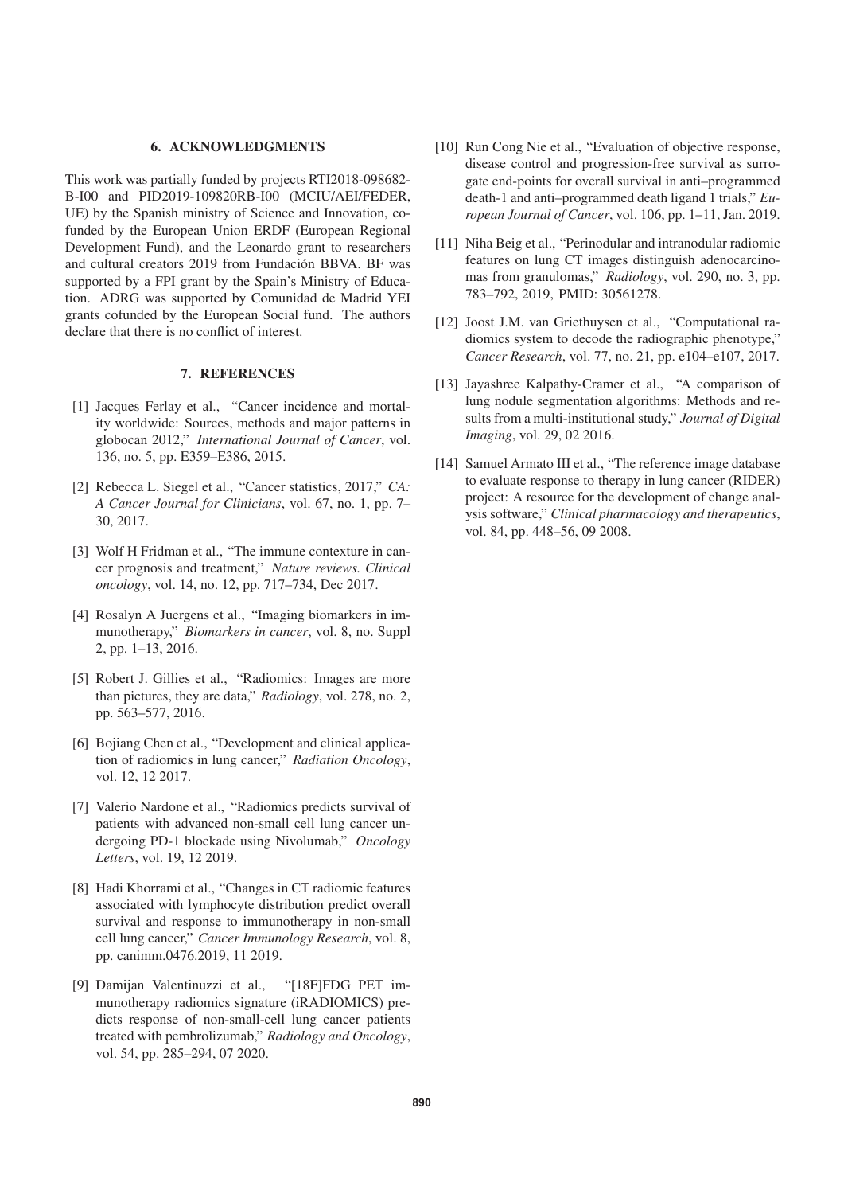## 6. ACKNOWLEDGMENTS

This work was partially funded by projects RTI2018-098682-B-I00 and PID2019-109820RB-I00 (MCIU/AEI/FEDER, UE) by the Spanish ministry of Science and Innovation, co-funded by the European Union ERDF (European Regional Development Fund), and the Leonardo grant to researchers and cultural creators 2019 from Fundación BBVA. BF was supported by a FPI grant by the Spain's Ministry of Education. ADRG was supported by Comunidad de Madrid YEI grants cofunded by the European Social fund. The authors declare that there is no conflict of interest.

## 7. REFERENCES

[1] Jacques Ferlay et al., "Cancer incidence and mortality worldwide: Sources, methods and major patterns in globocan 2012," *International Journal of Cancer*, vol. 136, no. 5, pp. E359–E386, 2015.

[2] Rebecca L. Siegel et al., "Cancer statistics, 2017," *CA: A Cancer Journal for Clinicians*, vol. 67, no. 1, pp. 7–30, 2017.

[3] Wolf H Fridman et al., "The immune contexture in cancer prognosis and treatment," *Nature reviews. Clinical oncology*, vol. 14, no. 12, pp. 717–734, Dec 2017.

[4] Rosalyn A Juergens et al., "Imaging biomarkers in immunotherapy," *Biomarkers in cancer*, vol. 8, no. Suppl 2, pp. 1–13, 2016.

[5] Robert J. Gillies et al., "Radiomics: Images are more than pictures, they are data," *Radiology*, vol. 278, no. 2, pp. 563–577, 2016.

[6] Bojiang Chen et al., "Development and clinical application of radiomics in lung cancer," *Radiation Oncology*, vol. 12, 12 2017.

[7] Valerio Nardone et al., "Radiomics predicts survival of patients with advanced non-small cell lung cancer undergoing PD-1 blockade using Nivolumab," *Oncology Letters*, vol. 19, 12 2019.

[8] Hadi Khorrami et al., "Changes in CT radiomic features associated with lymphocyte distribution predict overall survival and response to immunotherapy in non-small cell lung cancer," *Cancer Immunology Research*, vol. 8, pp. canimm.0476.2019, 11 2019.

[9] Damijan Valentinuzzi et al., "[18F]FDG PET immunotherapy radiomics signature (iRADIOMICS) predicts response of non-small-cell lung cancer patients treated with pembrolizumab," *Radiology and Oncology*, vol. 54, pp. 285–294, 07 2020.

[10] Run Cong Nie et al., "Evaluation of objective response, disease control and progression-free survival as surrogate end-points for overall survival in anti–programmed death-1 and anti–programmed death ligand 1 trials," *European Journal of Cancer*, vol. 106, pp. 1–11, Jan. 2019.

[11] Niha Beig et al., "Perinodular and intranodular radiomic features on lung CT images distinguish adenocarcinomas from granulomas," *Radiology*, vol. 290, no. 3, pp. 783–792, 2019, PMID: 30561278.

[12] Joost J.M. van Griethuysen et al., "Computational radiomics system to decode the radiographic phenotype," *Cancer Research*, vol. 77, no. 21, pp. e104–e107, 2017.

[13] Jayashree Kalpathy-Cramer et al., "A comparison of lung nodule segmentation algorithms: Methods and results from a multi-institutional study," *Journal of Digital Imaging*, vol. 29, 02 2016.

[14] Samuel Armato III et al., "The reference image database to evaluate response to therapy in lung cancer (RIDER) project: A resource for the development of change analysis software," *Clinical pharmacology and therapeutics*, vol. 84, pp. 448–56, 09 2008.